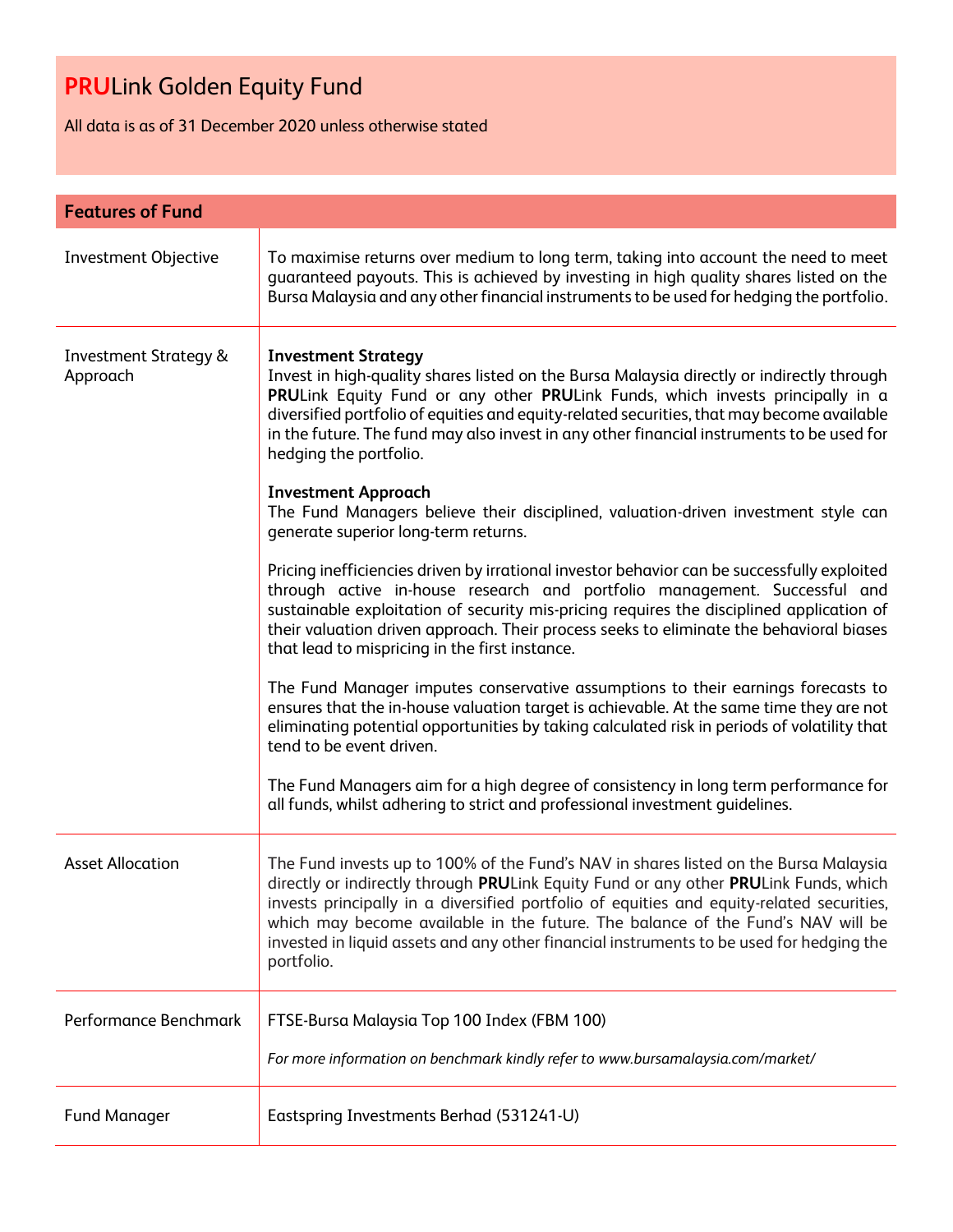# **PRU**Link Golden Equity Fund

All data is as of 31 December 2020 unless otherwise stated

## Features of Fund

| | |
|---|---|
| Investment Objective | To maximise returns over medium to long term, taking into account the need to meet guaranteed payouts. This is achieved by investing in high quality shares listed on the Bursa Malaysia and any other financial instruments to be used for hedging the portfolio. |
| Investment Strategy & Approach | **Investment Strategy**<br>Invest in high-quality shares listed on the Bursa Malaysia directly or indirectly through **PRU**Link Equity Fund or any other **PRU**Link Funds, which invests principally in a diversified portfolio of equities and equity-related securities, that may become available in the future. The fund may also invest in any other financial instruments to be used for hedging the portfolio.<br><br>**Investment Approach**<br>The Fund Managers believe their disciplined, valuation-driven investment style can generate superior long-term returns.<br><br>Pricing inefficiencies driven by irrational investor behavior can be successfully exploited through active in-house research and portfolio management. Successful and sustainable exploitation of security mis-pricing requires the disciplined application of their valuation driven approach. Their process seeks to eliminate the behavioral biases that lead to mispricing in the first instance.<br><br>The Fund Manager imputes conservative assumptions to their earnings forecasts to ensures that the in-house valuation target is achievable. At the same time they are not eliminating potential opportunities by taking calculated risk in periods of volatility that tend to be event driven.<br><br>The Fund Managers aim for a high degree of consistency in long term performance for all funds, whilst adhering to strict and professional investment guidelines. |
| Asset Allocation | The Fund invests up to 100% of the Fund's NAV in shares listed on the Bursa Malaysia directly or indirectly through **PRU**Link Equity Fund or any other **PRU**Link Funds, which invests principally in a diversified portfolio of equities and equity-related securities, which may become available in the future. The balance of the Fund's NAV will be invested in liquid assets and any other financial instruments to be used for hedging the portfolio. |
| Performance Benchmark | FTSE-Bursa Malaysia Top 100 Index (FBM 100)<br><br>*For more information on benchmark kindly refer to www.bursamalaysia.com/market/* |
| Fund Manager | Eastspring Investments Berhad (531241-U) |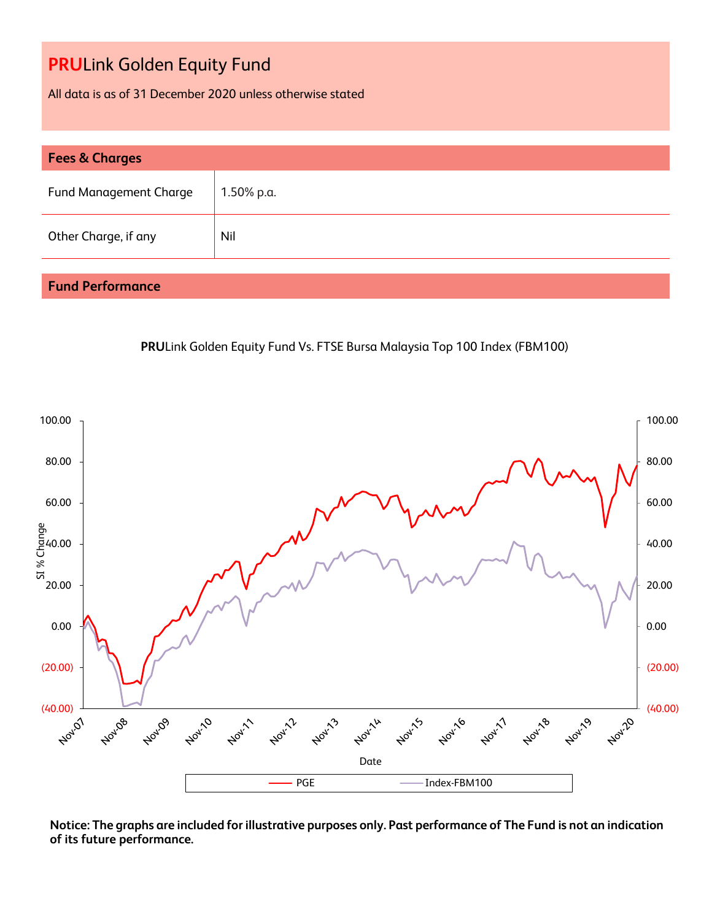# PRULink Golden Equity Fund

All data is as of 31 December 2020 unless otherwise stated

## Fees & Charges

| | |
|---|---|
| Fund Management Charge | 1.50% p.a. |
| Other Charge, if any | Nil |

## Fund Performance

**PRU**Link Golden Equity Fund Vs. FTSE Bursa Malaysia Top 100 Index (FBM100)

**Notice: The graphs are included for illustrative purposes only. Past performance of The Fund is not an indication of its future performance.**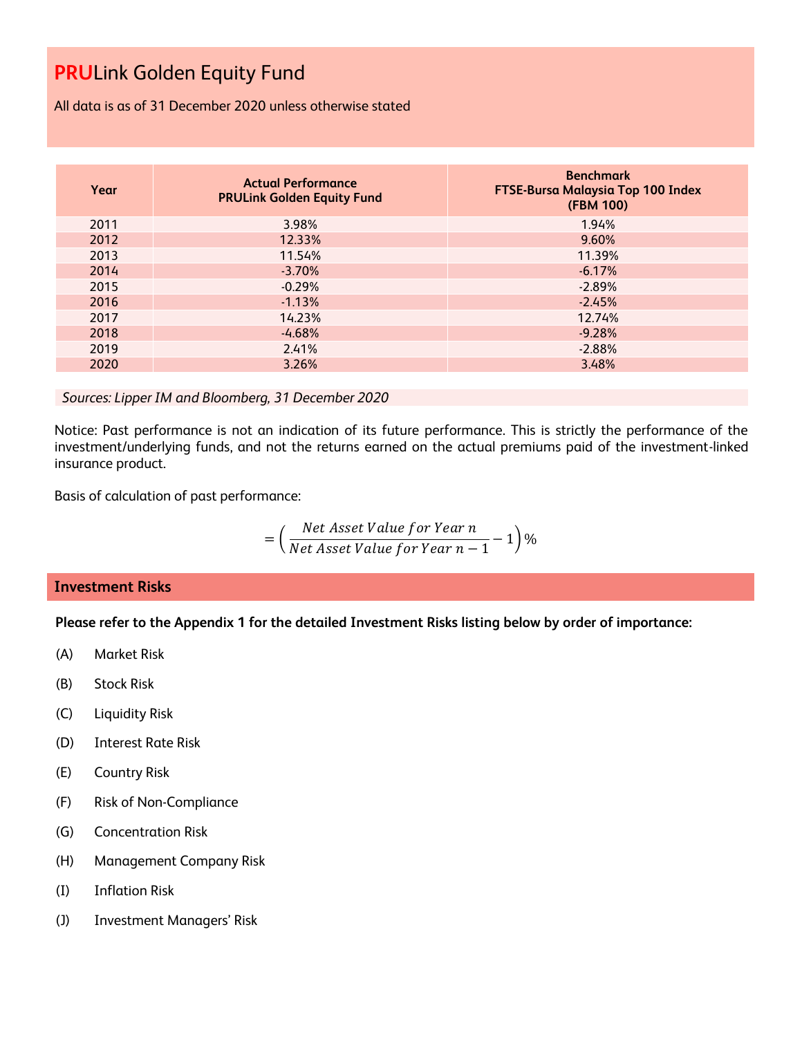# PRULink Golden Equity Fund

All data is as of 31 December 2020 unless otherwise stated

| Year | Actual Performance PRULink Golden Equity Fund | Benchmark FTSE-Bursa Malaysia Top 100 Index (FBM 100) |
|---|---|---|
| 2011 | 3.98% | 1.94% |
| 2012 | 12.33% | 9.60% |
| 2013 | 11.54% | 11.39% |
| 2014 | -3.70% | -6.17% |
| 2015 | -0.29% | -2.89% |
| 2016 | -1.13% | -2.45% |
| 2017 | 14.23% | 12.74% |
| 2018 | -4.68% | -9.28% |
| 2019 | 2.41% | -2.88% |
| 2020 | 3.26% | 3.48% |

*Sources: Lipper IM and Bloomberg, 31 December 2020*

Notice: Past performance is not an indication of its future performance. This is strictly the performance of the investment/underlying funds, and not the returns earned on the actual premiums paid of the investment-linked insurance product.

Basis of calculation of past performance:

$$= \left( \frac{Net\ Asset\ Value\ for\ Year\ n}{Net\ Asset\ Value\ for\ Year\ n-1} - 1 \right) \%$$

## Investment Risks

**Please refer to the Appendix 1 for the detailed Investment Risks listing below by order of importance:**

(A) Market Risk

(B) Stock Risk

(C) Liquidity Risk

(D) Interest Rate Risk

(E) Country Risk

(F) Risk of Non-Compliance

(G) Concentration Risk

(H) Management Company Risk

(I) Inflation Risk

(J) Investment Managers' Risk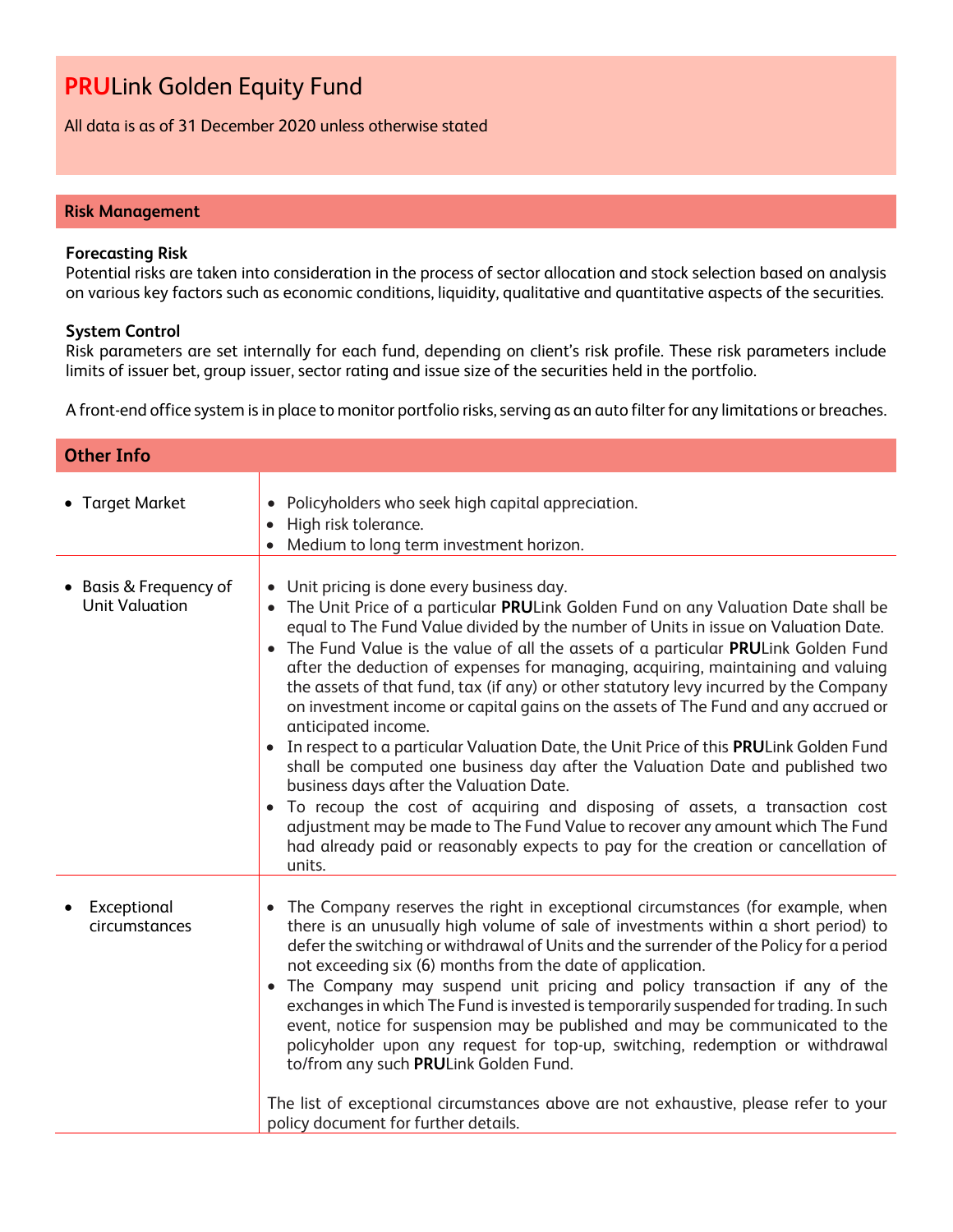# **PRU**Link Golden Equity Fund

All data is as of 31 December 2020 unless otherwise stated

## Risk Management

**Forecasting Risk**
Potential risks are taken into consideration in the process of sector allocation and stock selection based on analysis on various key factors such as economic conditions, liquidity, qualitative and quantitative aspects of the securities.

**System Control**
Risk parameters are set internally for each fund, depending on client's risk profile. These risk parameters include limits of issuer bet, group issuer, sector rating and issue size of the securities held in the portfolio.

A front-end office system is in place to monitor portfolio risks, serving as an auto filter for any limitations or breaches.

## Other Info

| | |
|---|---|
| • Target Market | • Policyholders who seek high capital appreciation.<br>• High risk tolerance.<br>• Medium to long term investment horizon. |
| • Basis & Frequency of Unit Valuation | • Unit pricing is done every business day.<br>• The Unit Price of a particular **PRU**Link Golden Fund on any Valuation Date shall be equal to The Fund Value divided by the number of Units in issue on Valuation Date.<br>• The Fund Value is the value of all the assets of a particular **PRU**Link Golden Fund after the deduction of expenses for managing, acquiring, maintaining and valuing the assets of that fund, tax (if any) or other statutory levy incurred by the Company on investment income or capital gains on the assets of The Fund and any accrued or anticipated income.<br>• In respect to a particular Valuation Date, the Unit Price of this **PRU**Link Golden Fund shall be computed one business day after the Valuation Date and published two business days after the Valuation Date.<br>• To recoup the cost of acquiring and disposing of assets, a transaction cost adjustment may be made to The Fund Value to recover any amount which The Fund had already paid or reasonably expects to pay for the creation or cancellation of units. |
| • Exceptional circumstances | • The Company reserves the right in exceptional circumstances (for example, when there is an unusually high volume of sale of investments within a short period) to defer the switching or withdrawal of Units and the surrender of the Policy for a period not exceeding six (6) months from the date of application.<br>• The Company may suspend unit pricing and policy transaction if any of the exchanges in which The Fund is invested is temporarily suspended for trading. In such event, notice for suspension may be published and may be communicated to the policyholder upon any request for top-up, switching, redemption or withdrawal to/from any such **PRU**Link Golden Fund.<br><br>The list of exceptional circumstances above are not exhaustive, please refer to your policy document for further details. |